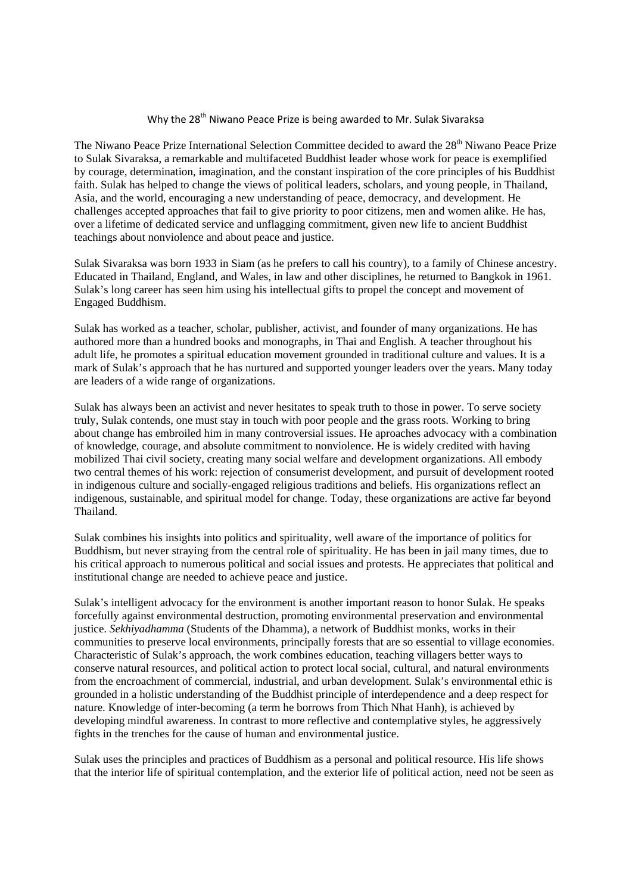# Why the 28th Niwano Peace Prize is being awarded to Mr. Sulak Sivaraksa

The Niwano Peace Prize International Selection Committee decided to award the 28th Niwano Peace Prize to Sulak Sivaraksa, a remarkable and multifaceted Buddhist leader whose work for peace is exemplified by courage, determination, imagination, and the constant inspiration of the core principles of his Buddhist faith. Sulak has helped to change the views of political leaders, scholars, and young people, in Thailand, Asia, and the world, encouraging a new understanding of peace, democracy, and development. He challenges accepted approaches that fail to give priority to poor citizens, men and women alike. He has, over a lifetime of dedicated service and unflagging commitment, given new life to ancient Buddhist teachings about nonviolence and about peace and justice.

Sulak Sivaraksa was born 1933 in Siam (as he prefers to call his country), to a family of Chinese ancestry. Educated in Thailand, England, and Wales, in law and other disciplines, he returned to Bangkok in 1961. Sulak's long career has seen him using his intellectual gifts to propel the concept and movement of Engaged Buddhism.

Sulak has worked as a teacher, scholar, publisher, activist, and founder of many organizations. He has authored more than a hundred books and monographs, in Thai and English. A teacher throughout his adult life, he promotes a spiritual education movement grounded in traditional culture and values. It is a mark of Sulak's approach that he has nurtured and supported younger leaders over the years. Many today are leaders of a wide range of organizations.

Sulak has always been an activist and never hesitates to speak truth to those in power. To serve society truly, Sulak contends, one must stay in touch with poor people and the grass roots. Working to bring about change has embroiled him in many controversial issues. He aproaches advocacy with a combination of knowledge, courage, and absolute commitment to nonviolence. He is widely credited with having mobilized Thai civil society, creating many social welfare and development organizations. All embody two central themes of his work: rejection of consumerist development, and pursuit of development rooted in indigenous culture and socially-engaged religious traditions and beliefs. His organizations reflect an indigenous, sustainable, and spiritual model for change. Today, these organizations are active far beyond Thailand.

Sulak combines his insights into politics and spirituality, well aware of the importance of politics for Buddhism, but never straying from the central role of spirituality. He has been in jail many times, due to his critical approach to numerous political and social issues and protests. He appreciates that political and institutional change are needed to achieve peace and justice.

Sulak's intelligent advocacy for the environment is another important reason to honor Sulak. He speaks forcefully against environmental destruction, promoting environmental preservation and environmental justice. *Sekhiyadhamma* (Students of the Dhamma), a network of Buddhist monks, works in their communities to preserve local environments, principally forests that are so essential to village economies. Characteristic of Sulak's approach, the work combines education, teaching villagers better ways to conserve natural resources, and political action to protect local social, cultural, and natural environments from the encroachment of commercial, industrial, and urban development. Sulak's environmental ethic is grounded in a holistic understanding of the Buddhist principle of interdependence and a deep respect for nature. Knowledge of inter-becoming (a term he borrows from Thich Nhat Hanh), is achieved by developing mindful awareness. In contrast to more reflective and contemplative styles, he aggressively fights in the trenches for the cause of human and environmental justice.

Sulak uses the principles and practices of Buddhism as a personal and political resource. His life shows that the interior life of spiritual contemplation, and the exterior life of political action, need not be seen as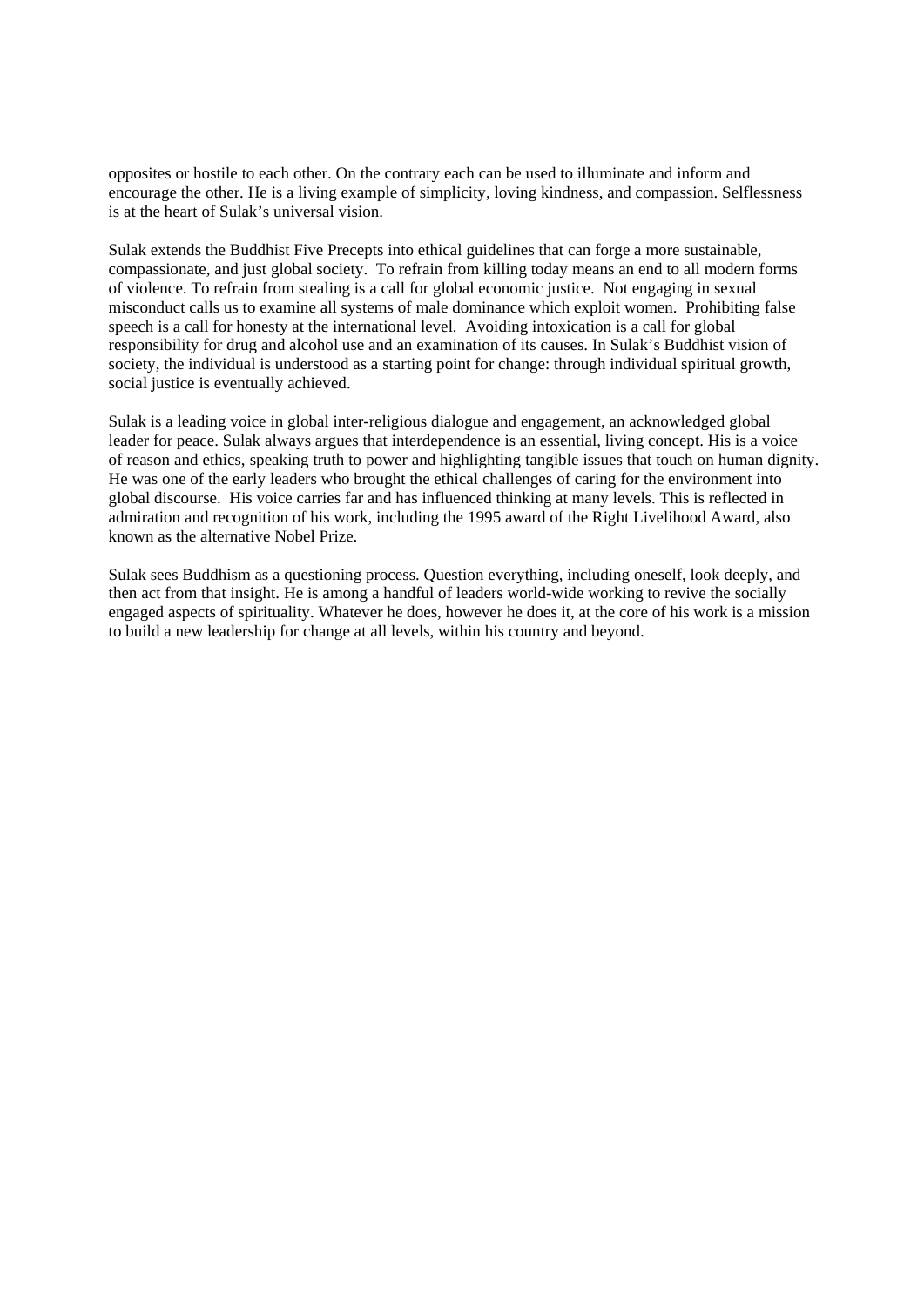opposites or hostile to each other. On the contrary each can be used to illuminate and inform and encourage the other. He is a living example of simplicity, loving kindness, and compassion. Selflessness is at the heart of Sulak's universal vision.

Sulak extends the Buddhist Five Precepts into ethical guidelines that can forge a more sustainable, compassionate, and just global society. To refrain from killing today means an end to all modern forms of violence. To refrain from stealing is a call for global economic justice. Not engaging in sexual misconduct calls us to examine all systems of male dominance which exploit women. Prohibiting false speech is a call for honesty at the international level. Avoiding intoxication is a call for global responsibility for drug and alcohol use and an examination of its causes. In Sulak's Buddhist vision of society, the individual is understood as a starting point for change: through individual spiritual growth, social justice is eventually achieved.

Sulak is a leading voice in global inter-religious dialogue and engagement, an acknowledged global leader for peace. Sulak always argues that interdependence is an essential, living concept. His is a voice of reason and ethics, speaking truth to power and highlighting tangible issues that touch on human dignity. He was one of the early leaders who brought the ethical challenges of caring for the environment into global discourse. His voice carries far and has influenced thinking at many levels. This is reflected in admiration and recognition of his work, including the 1995 award of the Right Livelihood Award, also known as the alternative Nobel Prize.

Sulak sees Buddhism as a questioning process. Question everything, including oneself, look deeply, and then act from that insight. He is among a handful of leaders world-wide working to revive the socially engaged aspects of spirituality. Whatever he does, however he does it, at the core of his work is a mission to build a new leadership for change at all levels, within his country and beyond.